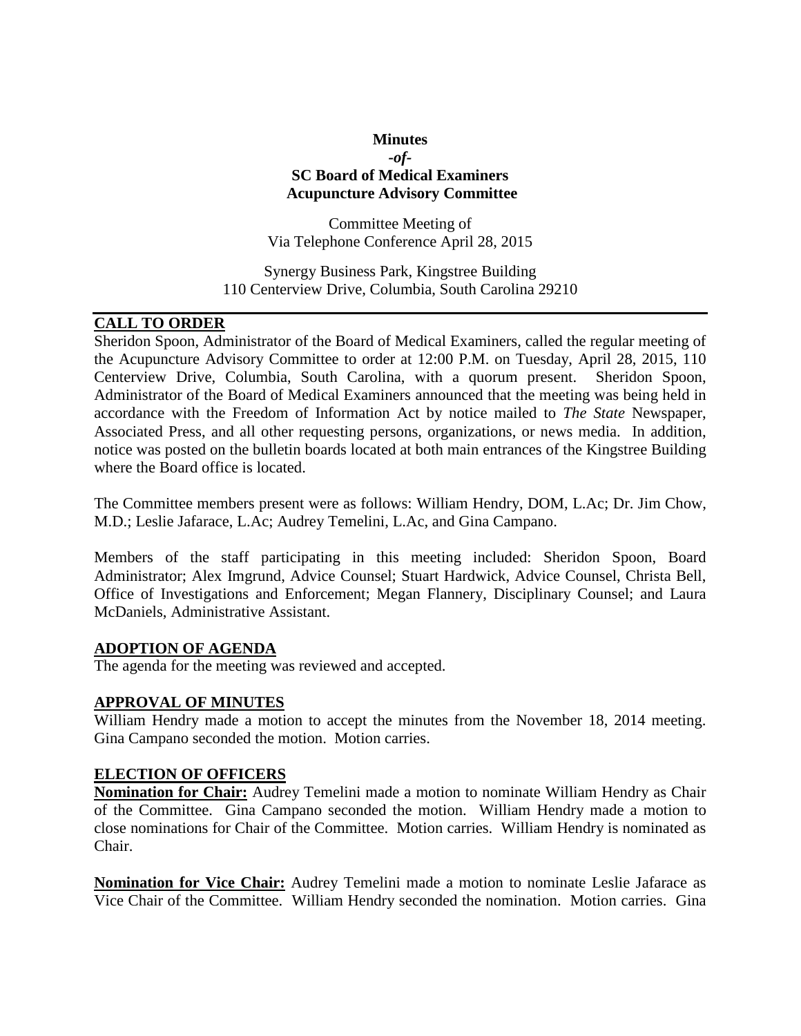**Minutes**

***-of-***

**SC Board of Medical Examiners**
**Acupuncture Advisory Committee**

Committee Meeting of
Via Telephone Conference April 28, 2015

Synergy Business Park, Kingstree Building
110 Centerview Drive, Columbia, South Carolina 29210

## CALL TO ORDER

Sheridon Spoon, Administrator of the Board of Medical Examiners, called the regular meeting of the Acupuncture Advisory Committee to order at 12:00 P.M. on Tuesday, April 28, 2015, 110 Centerview Drive, Columbia, South Carolina, with a quorum present. Sheridon Spoon, Administrator of the Board of Medical Examiners announced that the meeting was being held in accordance with the Freedom of Information Act by notice mailed to *The State* Newspaper, Associated Press, and all other requesting persons, organizations, or news media. In addition, notice was posted on the bulletin boards located at both main entrances of the Kingstree Building where the Board office is located.

The Committee members present were as follows: William Hendry, DOM, L.Ac; Dr. Jim Chow, M.D.; Leslie Jafarace, L.Ac; Audrey Temelini, L.Ac, and Gina Campano.

Members of the staff participating in this meeting included: Sheridon Spoon, Board Administrator; Alex Imgrund, Advice Counsel; Stuart Hardwick, Advice Counsel, Christa Bell, Office of Investigations and Enforcement; Megan Flannery, Disciplinary Counsel; and Laura McDaniels, Administrative Assistant.

## ADOPTION OF AGENDA

The agenda for the meeting was reviewed and accepted.

## APPROVAL OF MINUTES

William Hendry made a motion to accept the minutes from the November 18, 2014 meeting. Gina Campano seconded the motion. Motion carries.

## ELECTION OF OFFICERS

**Nomination for Chair:** Audrey Temelini made a motion to nominate William Hendry as Chair of the Committee. Gina Campano seconded the motion. William Hendry made a motion to close nominations for Chair of the Committee. Motion carries. William Hendry is nominated as Chair.

**Nomination for Vice Chair:** Audrey Temelini made a motion to nominate Leslie Jafarace as Vice Chair of the Committee. William Hendry seconded the nomination. Motion carries. Gina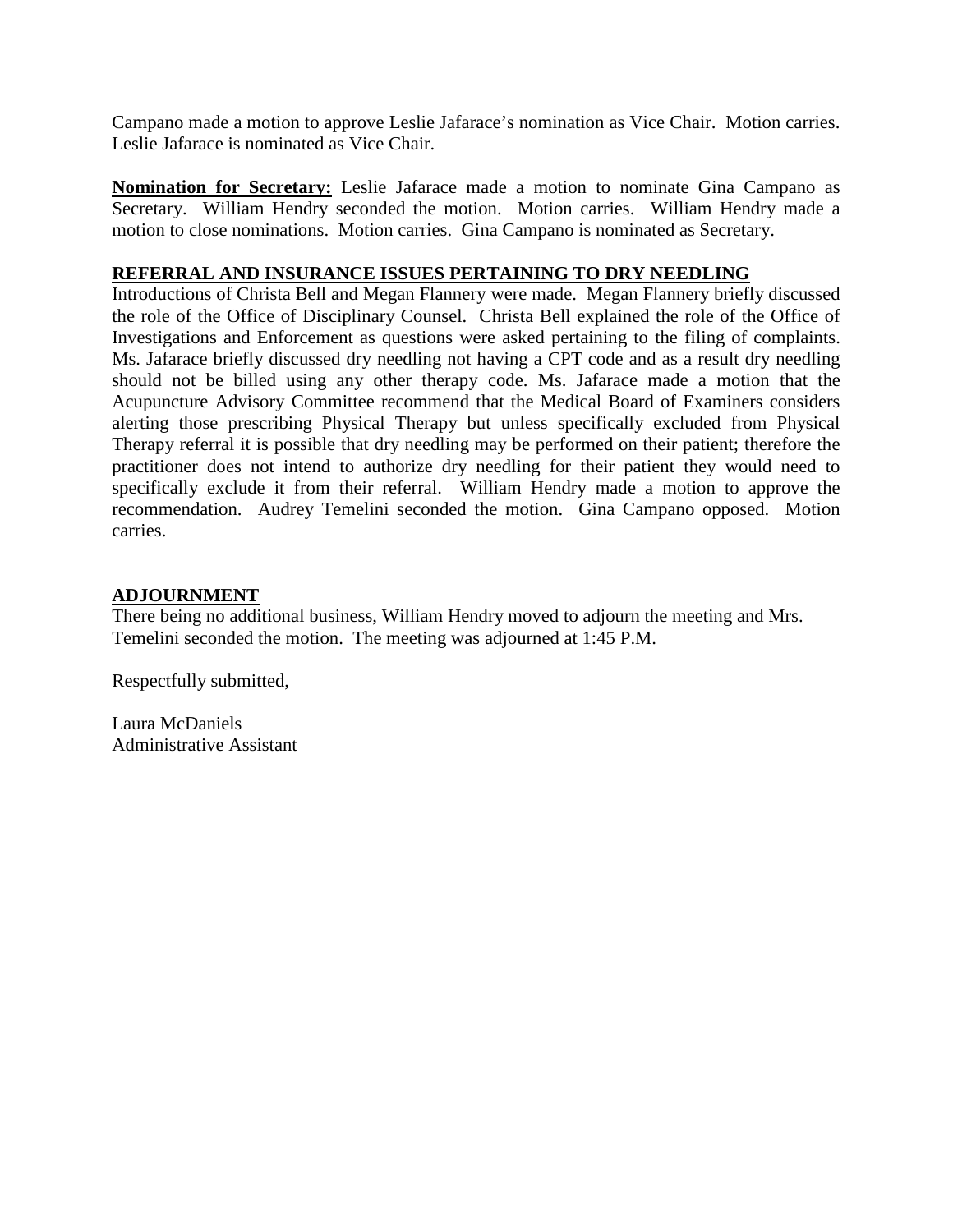Campano made a motion to approve Leslie Jafarace's nomination as Vice Chair. Motion carries. Leslie Jafarace is nominated as Vice Chair.

**Nomination for Secretary:** Leslie Jafarace made a motion to nominate Gina Campano as Secretary. William Hendry seconded the motion. Motion carries. William Hendry made a motion to close nominations. Motion carries. Gina Campano is nominated as Secretary.

## REFERRAL AND INSURANCE ISSUES PERTAINING TO DRY NEEDLING

Introductions of Christa Bell and Megan Flannery were made. Megan Flannery briefly discussed the role of the Office of Disciplinary Counsel. Christa Bell explained the role of the Office of Investigations and Enforcement as questions were asked pertaining to the filing of complaints. Ms. Jafarace briefly discussed dry needling not having a CPT code and as a result dry needling should not be billed using any other therapy code. Ms. Jafarace made a motion that the Acupuncture Advisory Committee recommend that the Medical Board of Examiners considers alerting those prescribing Physical Therapy but unless specifically excluded from Physical Therapy referral it is possible that dry needling may be performed on their patient; therefore the practitioner does not intend to authorize dry needling for their patient they would need to specifically exclude it from their referral. William Hendry made a motion to approve the recommendation. Audrey Temelini seconded the motion. Gina Campano opposed. Motion carries.

## ADJOURNMENT

There being no additional business, William Hendry moved to adjourn the meeting and Mrs. Temelini seconded the motion. The meeting was adjourned at 1:45 P.M.

Respectfully submitted,

Laura McDaniels
Administrative Assistant